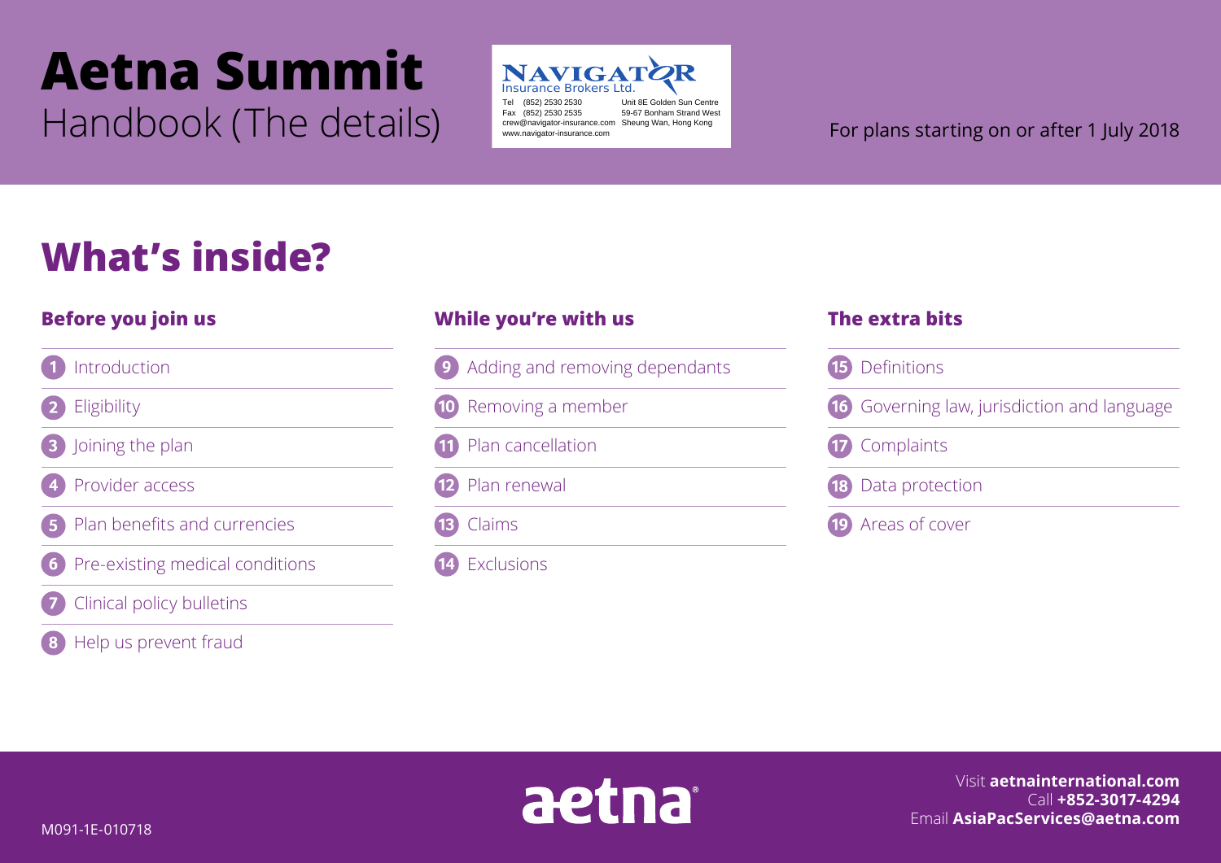# Aetna Summit

## Handbook (The details)

NAVIGATOR
Insurance Brokers Ltd.

Tel (852) 2530 2530
Fax (852) 2530 2535
crew@navigator-insurance.com
www.navigator-insurance.com

Unit 8E Golden Sun Centre
59-67 Bonham Strand West
Sheung Wan, Hong Kong

For plans starting on or after 1 July 2018

# What's inside?

### Before you join us

1. Introduction
2. Eligibility
3. Joining the plan
4. Provider access
5. Plan benefits and currencies
6. Pre-existing medical conditions
7. Clinical policy bulletins
8. Help us prevent fraud

### While you're with us

9. Adding and removing dependants
10. Removing a member
11. Plan cancellation
12. Plan renewal
13. Claims
14. Exclusions

### The extra bits

15. Definitions
16. Governing law, jurisdiction and language
17. Complaints
18. Data protection
19. Areas of cover

aetna

Visit **aetnainternational.com**
Call **+852-3017-4294**
Email **AsiaPacServices@aetna.com**

M091-1E-010718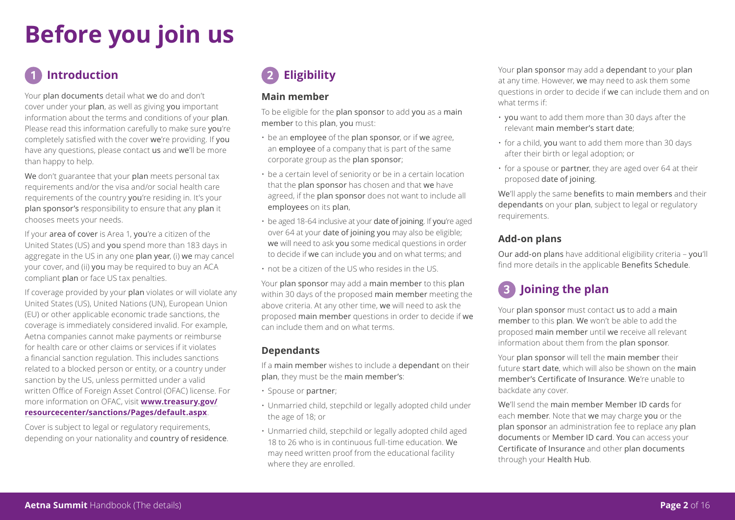# Before you join us

## 1 Introduction

Your plan documents detail what we do and don't cover under your plan, as well as giving you important information about the terms and conditions of your plan. Please read this information carefully to make sure you're completely satisfied with the cover we're providing. If you have any questions, please contact us and we'll be more than happy to help.

We don't guarantee that your plan meets personal tax requirements and/or the visa and/or social health care requirements of the country you're residing in. It's your plan sponsor's responsibility to ensure that any plan it chooses meets your needs.

If your area of cover is Area 1, you're a citizen of the United States (US) and you spend more than 183 days in aggregate in the US in any one plan year, (i) we may cancel your cover, and (ii) you may be required to buy an ACA compliant plan or face US tax penalties.

If coverage provided by your plan violates or will violate any United States (US), United Nations (UN), European Union (EU) or other applicable economic trade sanctions, the coverage is immediately considered invalid. For example, Aetna companies cannot make payments or reimburse for health care or other claims or services if it violates a financial sanction regulation. This includes sanctions related to a blocked person or entity, or a country under sanction by the US, unless permitted under a valid written Office of Foreign Asset Control (OFAC) license. For more information on OFAC, visit **www.treasury.gov/resourcecenter/sanctions/Pages/default.aspx**.

Cover is subject to legal or regulatory requirements, depending on your nationality and country of residence.

## 2 Eligibility

### Main member

To be eligible for the plan sponsor to add you as a main member to this plan, you must:

- be an employee of the plan sponsor, or if we agree, an employee of a company that is part of the same corporate group as the plan sponsor;
- be a certain level of seniority or be in a certain location that the plan sponsor has chosen and that we have agreed, if the plan sponsor does not want to include all employees on its plan,
- be aged 18-64 inclusive at your date of joining. If you're aged over 64 at your date of joining you may also be eligible; we will need to ask you some medical questions in order to decide if we can include you and on what terms; and
- not be a citizen of the US who resides in the US.

Your plan sponsor may add a main member to this plan within 30 days of the proposed main member meeting the above criteria. At any other time, we will need to ask the proposed main member questions in order to decide if we can include them and on what terms.

### Dependants

If a main member wishes to include a dependant on their plan, they must be the main member's:

- Spouse or partner;
- Unmarried child, stepchild or legally adopted child under the age of 18; or
- Unmarried child, stepchild or legally adopted child aged 18 to 26 who is in continuous full-time education. We may need written proof from the educational facility where they are enrolled.

Your plan sponsor may add a dependant to your plan at any time. However, we may need to ask them some questions in order to decide if we can include them and on what terms if:

- you want to add them more than 30 days after the relevant main member's start date;
- for a child, you want to add them more than 30 days after their birth or legal adoption; or
- for a spouse or partner, they are aged over 64 at their proposed date of joining.

We'll apply the same benefits to main members and their dependants on your plan, subject to legal or regulatory requirements.

### Add-on plans

Our add-on plans have additional eligibility criteria – you'll find more details in the applicable Benefits Schedule.

## 3 Joining the plan

Your plan sponsor must contact us to add a main member to this plan. We won't be able to add the proposed main member until we receive all relevant information about them from the plan sponsor.

Your plan sponsor will tell the main member their future start date, which will also be shown on the main member's Certificate of Insurance. We're unable to backdate any cover.

We'll send the main member Member ID cards for each member. Note that we may charge you or the plan sponsor an administration fee to replace any plan documents or Member ID card. You can access your Certificate of Insurance and other plan documents through your Health Hub.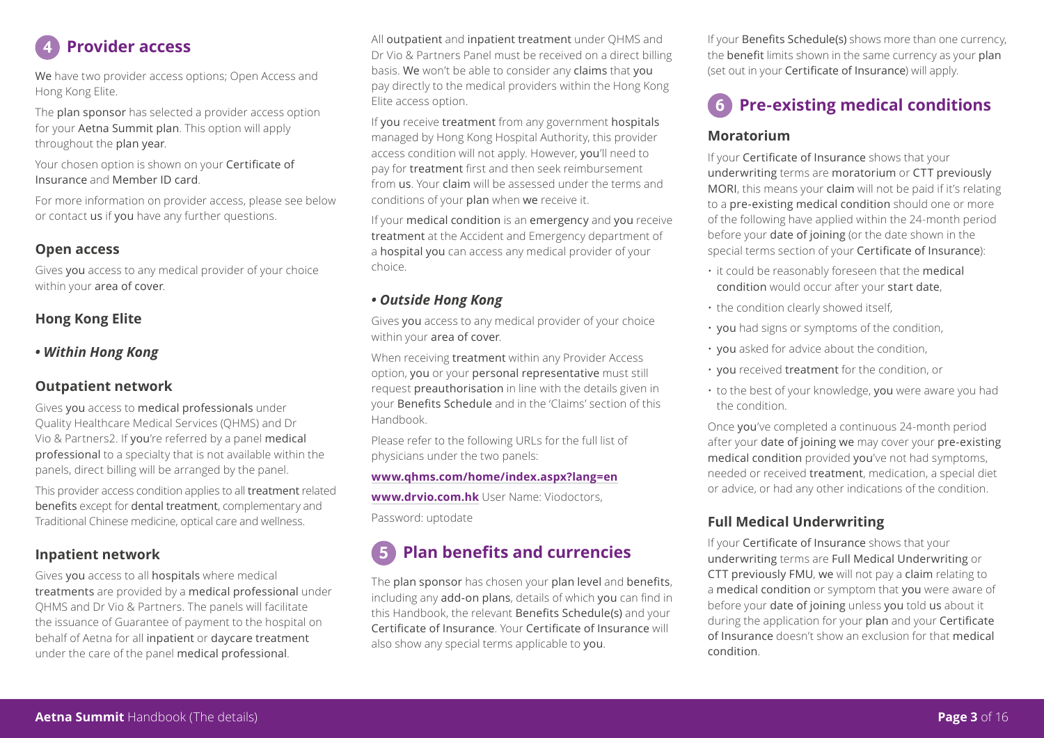## 4 Provider access

We have two provider access options; Open Access and Hong Kong Elite.

The plan sponsor has selected a provider access option for your Aetna Summit plan. This option will apply throughout the plan year.

Your chosen option is shown on your Certificate of Insurance and Member ID card.

For more information on provider access, please see below or contact us if you have any further questions.

### Open access

Gives you access to any medical provider of your choice within your area of cover.

### Hong Kong Elite

### • *Within Hong Kong*

### Outpatient network

Gives you access to medical professionals under Quality Healthcare Medical Services (QHMS) and Dr Vio & Partners2. If you're referred by a panel medical professional to a specialty that is not available within the panels, direct billing will be arranged by the panel.

This provider access condition applies to all treatment related benefits except for dental treatment, complementary and Traditional Chinese medicine, optical care and wellness.

### Inpatient network

Gives you access to all hospitals where medical treatments are provided by a medical professional under QHMS and Dr Vio & Partners. The panels will facilitate the issuance of Guarantee of payment to the hospital on behalf of Aetna for all inpatient or daycare treatment under the care of the panel medical professional.

All outpatient and inpatient treatment under QHMS and Dr Vio & Partners Panel must be received on a direct billing basis. We won't be able to consider any claims that you pay directly to the medical providers within the Hong Kong Elite access option.

If you receive treatment from any government hospitals managed by Hong Kong Hospital Authority, this provider access condition will not apply. However, you'll need to pay for treatment first and then seek reimbursement from us. Your claim will be assessed under the terms and conditions of your plan when we receive it.

If your medical condition is an emergency and you receive treatment at the Accident and Emergency department of a hospital you can access any medical provider of your choice.

### • *Outside Hong Kong*

Gives you access to any medical provider of your choice within your area of cover.

When receiving treatment within any Provider Access option, you or your personal representative must still request preauthorisation in line with the details given in your Benefits Schedule and in the 'Claims' section of this Handbook.

Please refer to the following URLs for the full list of physicians under the two panels:

**www.qhms.com/home/index.aspx?lang=en**

**www.drvio.com.hk** User Name: Viodoctors,

Password: uptodate

## 5 Plan benefits and currencies

The plan sponsor has chosen your plan level and benefits, including any add-on plans, details of which you can find in this Handbook, the relevant Benefits Schedule(s) and your Certificate of Insurance. Your Certificate of Insurance will also show any special terms applicable to you.

If your Benefits Schedule(s) shows more than one currency, the benefit limits shown in the same currency as your plan (set out in your Certificate of Insurance) will apply.

## 6 Pre-existing medical conditions

### Moratorium

If your Certificate of Insurance shows that your underwriting terms are moratorium or CTT previously MORI, this means your claim will not be paid if it's relating to a pre-existing medical condition should one or more of the following have applied within the 24-month period before your date of joining (or the date shown in the special terms section of your Certificate of Insurance):

- it could be reasonably foreseen that the medical condition would occur after your start date,
- the condition clearly showed itself,
- you had signs or symptoms of the condition,
- you asked for advice about the condition,
- you received treatment for the condition, or
- to the best of your knowledge, you were aware you had the condition.

Once you've completed a continuous 24-month period after your date of joining we may cover your pre-existing medical condition provided you've not had symptoms, needed or received treatment, medication, a special diet or advice, or had any other indications of the condition.

### Full Medical Underwriting

If your Certificate of Insurance shows that your underwriting terms are Full Medical Underwriting or CTT previously FMU, we will not pay a claim relating to a medical condition or symptom that you were aware of before your date of joining unless you told us about it during the application for your plan and your Certificate of Insurance doesn't show an exclusion for that medical condition.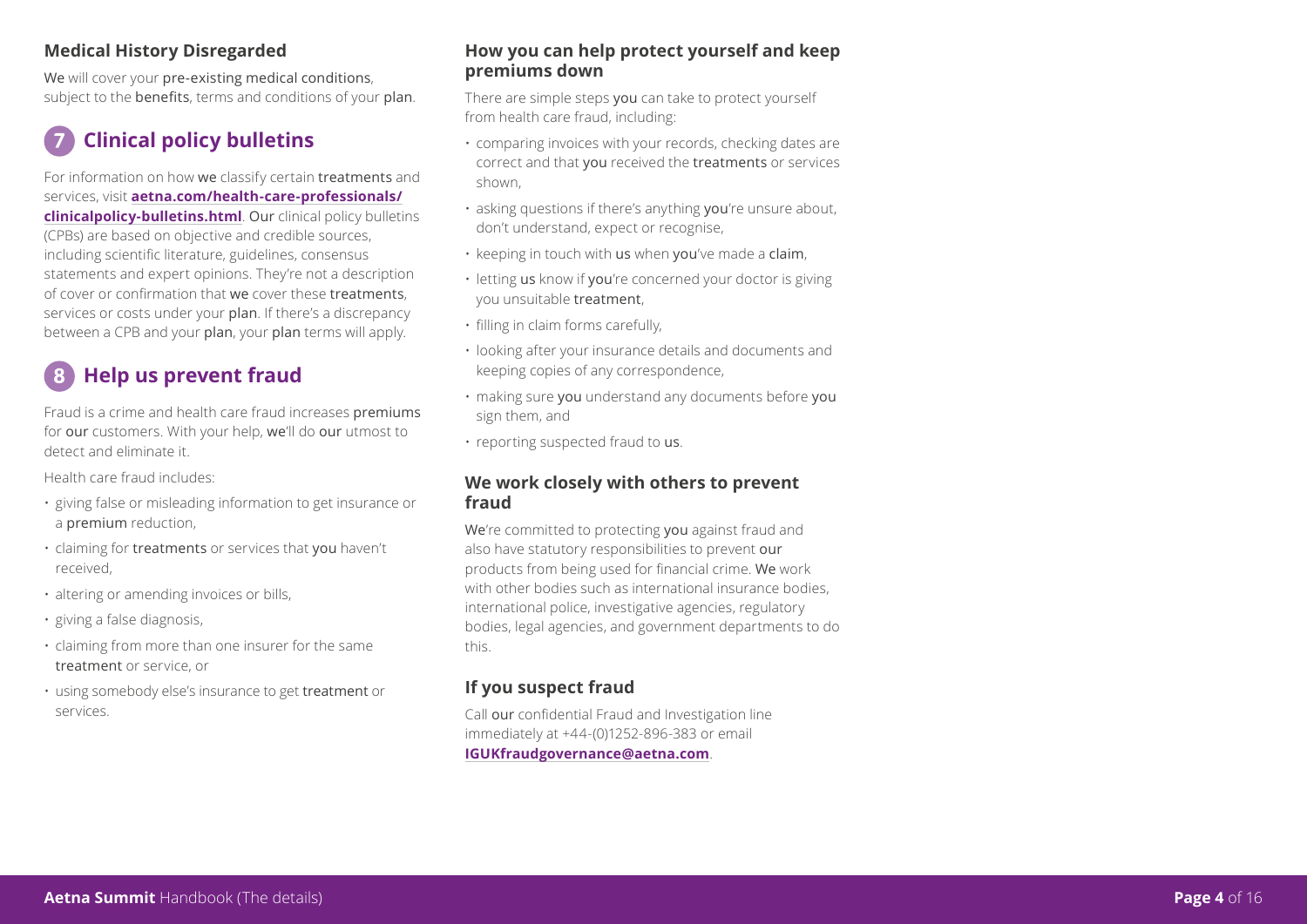### Medical History Disregarded

We will cover your pre-existing medical conditions, subject to the benefits, terms and conditions of your plan.

## 7 Clinical policy bulletins

For information on how we classify certain treatments and services, visit **aetna.com/health-care-professionals/clinicalpolicy-bulletins.html**. Our clinical policy bulletins (CPBs) are based on objective and credible sources, including scientific literature, guidelines, consensus statements and expert opinions. They're not a description of cover or confirmation that we cover these treatments, services or costs under your plan. If there's a discrepancy between a CPB and your plan, your plan terms will apply.

## 8 Help us prevent fraud

Fraud is a crime and health care fraud increases premiums for our customers. With your help, we'll do our utmost to detect and eliminate it.

Health care fraud includes:

- giving false or misleading information to get insurance or a premium reduction,
- claiming for treatments or services that you haven't received,
- altering or amending invoices or bills,
- giving a false diagnosis,
- claiming from more than one insurer for the same treatment or service, or
- using somebody else's insurance to get treatment or services.

### How you can help protect yourself and keep premiums down

There are simple steps you can take to protect yourself from health care fraud, including:

- comparing invoices with your records, checking dates are correct and that you received the treatments or services shown,
- asking questions if there's anything you're unsure about, don't understand, expect or recognise,
- keeping in touch with us when you've made a claim,
- letting us know if you're concerned your doctor is giving you unsuitable treatment,
- filling in claim forms carefully,
- looking after your insurance details and documents and keeping copies of any correspondence,
- making sure you understand any documents before you sign them, and
- reporting suspected fraud to us.

### We work closely with others to prevent fraud

We're committed to protecting you against fraud and also have statutory responsibilities to prevent our products from being used for financial crime. We work with other bodies such as international insurance bodies, international police, investigative agencies, regulatory bodies, legal agencies, and government departments to do this.

### If you suspect fraud

Call our confidential Fraud and Investigation line immediately at +44-(0)1252-896-383 or email **IGUKfraudgovernance@aetna.com**.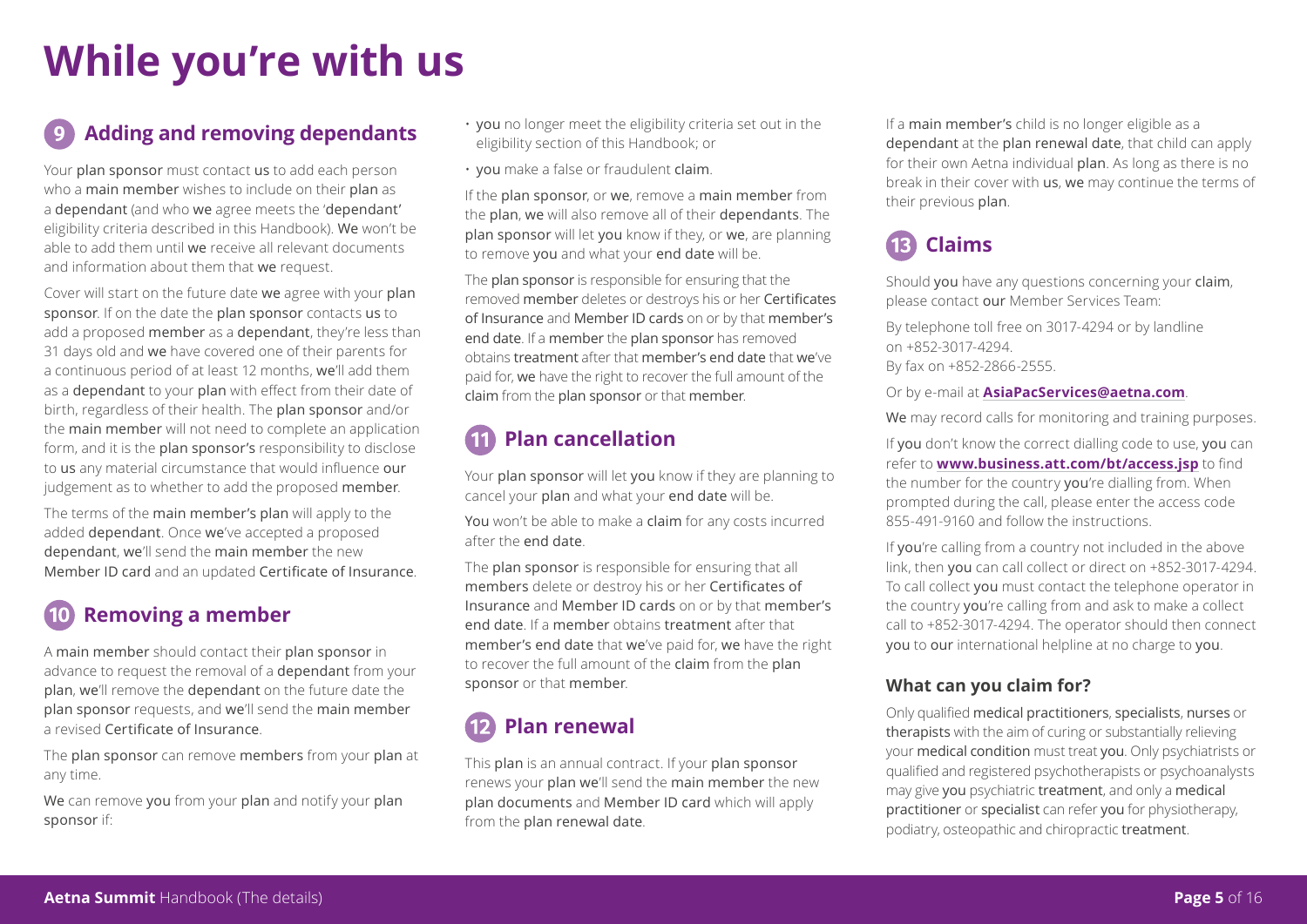# While you're with us

## 9 Adding and removing dependants

Your plan sponsor must contact us to add each person who a main member wishes to include on their plan as a dependant (and who we agree meets the 'dependant' eligibility criteria described in this Handbook). We won't be able to add them until we receive all relevant documents and information about them that we request.

Cover will start on the future date we agree with your plan sponsor. If on the date the plan sponsor contacts us to add a proposed member as a dependant, they're less than 31 days old and we have covered one of their parents for a continuous period of at least 12 months, we'll add them as a dependant to your plan with effect from their date of birth, regardless of their health. The plan sponsor and/or the main member will not need to complete an application form, and it is the plan sponsor's responsibility to disclose to us any material circumstance that would influence our judgement as to whether to add the proposed member.

The terms of the main member's plan will apply to the added dependant. Once we've accepted a proposed dependant, we'll send the main member the new Member ID card and an updated Certificate of Insurance.

## 10 Removing a member

A main member should contact their plan sponsor in advance to request the removal of a dependant from your plan, we'll remove the dependant on the future date the plan sponsor requests, and we'll send the main member a revised Certificate of Insurance.

The plan sponsor can remove members from your plan at any time.

We can remove you from your plan and notify your plan sponsor if:

- you no longer meet the eligibility criteria set out in the eligibility section of this Handbook; or
- you make a false or fraudulent claim.

If the plan sponsor, or we, remove a main member from the plan, we will also remove all of their dependants. The plan sponsor will let you know if they, or we, are planning to remove you and what your end date will be.

The plan sponsor is responsible for ensuring that the removed member deletes or destroys his or her Certificates of Insurance and Member ID cards on or by that member's end date. If a member the plan sponsor has removed obtains treatment after that member's end date that we've paid for, we have the right to recover the full amount of the claim from the plan sponsor or that member.

## 11 Plan cancellation

Your plan sponsor will let you know if they are planning to cancel your plan and what your end date will be.

You won't be able to make a claim for any costs incurred after the end date.

The plan sponsor is responsible for ensuring that all members delete or destroy his or her Certificates of Insurance and Member ID cards on or by that member's end date. If a member obtains treatment after that member's end date that we've paid for, we have the right to recover the full amount of the claim from the plan sponsor or that member.

## 12 Plan renewal

This plan is an annual contract. If your plan sponsor renews your plan we'll send the main member the new plan documents and Member ID card which will apply from the plan renewal date.

If a main member's child is no longer eligible as a dependant at the plan renewal date, that child can apply for their own Aetna individual plan. As long as there is no break in their cover with us, we may continue the terms of their previous plan.

## 13 Claims

Should you have any questions concerning your claim, please contact our Member Services Team:

By telephone toll free on 3017-4294 or by landline on +852-3017-4294.
By fax on +852-2866-2555.

Or by e-mail at **AsiaPacServices@aetna.com**.

We may record calls for monitoring and training purposes.

If you don't know the correct dialling code to use, you can refer to **www.business.att.com/bt/access.jsp** to find the number for the country you're dialling from. When prompted during the call, please enter the access code 855-491-9160 and follow the instructions.

If you're calling from a country not included in the above link, then you can call collect or direct on +852-3017-4294. To call collect you must contact the telephone operator in the country you're calling from and ask to make a collect call to +852-3017-4294. The operator should then connect you to our international helpline at no charge to you.

### What can you claim for?

Only qualified medical practitioners, specialists, nurses or therapists with the aim of curing or substantially relieving your medical condition must treat you. Only psychiatrists or qualified and registered psychotherapists or psychoanalysts may give you psychiatric treatment, and only a medical practitioner or specialist can refer you for physiotherapy, podiatry, osteopathic and chiropractic treatment.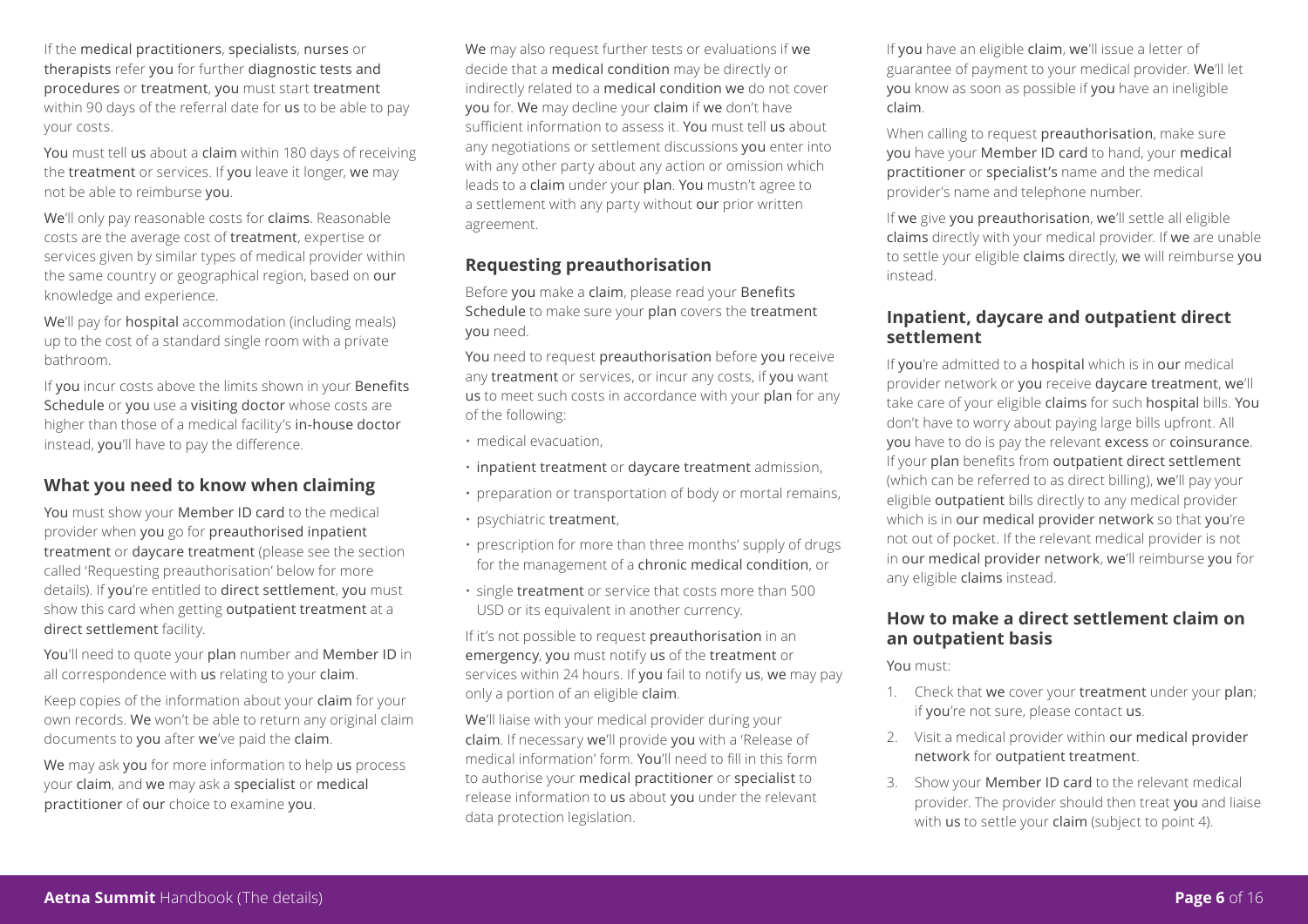If the medical practitioners, specialists, nurses or therapists refer you for further diagnostic tests and procedures or treatment, you must start treatment within 90 days of the referral date for us to be able to pay your costs.

You must tell us about a claim within 180 days of receiving the treatment or services. If you leave it longer, we may not be able to reimburse you.

We'll only pay reasonable costs for claims. Reasonable costs are the average cost of treatment, expertise or services given by similar types of medical provider within the same country or geographical region, based on our knowledge and experience.

We'll pay for hospital accommodation (including meals) up to the cost of a standard single room with a private bathroom.

If you incur costs above the limits shown in your Benefits Schedule or you use a visiting doctor whose costs are higher than those of a medical facility's in-house doctor instead, you'll have to pay the difference.

## What you need to know when claiming

You must show your Member ID card to the medical provider when you go for preauthorised inpatient treatment or daycare treatment (please see the section called 'Requesting preauthorisation' below for more details). If you're entitled to direct settlement, you must show this card when getting outpatient treatment at a direct settlement facility.

You'll need to quote your plan number and Member ID in all correspondence with us relating to your claim.

Keep copies of the information about your claim for your own records. We won't be able to return any original claim documents to you after we've paid the claim.

We may ask you for more information to help us process your claim, and we may ask a specialist or medical practitioner of our choice to examine you.

We may also request further tests or evaluations if we decide that a medical condition may be directly or indirectly related to a medical condition we do not cover you for. We may decline your claim if we don't have sufficient information to assess it. You must tell us about any negotiations or settlement discussions you enter into with any other party about any action or omission which leads to a claim under your plan. You mustn't agree to a settlement with any party without our prior written agreement.

## Requesting preauthorisation

Before you make a claim, please read your Benefits Schedule to make sure your plan covers the treatment you need.

You need to request preauthorisation before you receive any treatment or services, or incur any costs, if you want us to meet such costs in accordance with your plan for any of the following:

- medical evacuation,
- inpatient treatment or daycare treatment admission,
- preparation or transportation of body or mortal remains,
- psychiatric treatment,
- prescription for more than three months' supply of drugs for the management of a chronic medical condition, or
- single treatment or service that costs more than 500 USD or its equivalent in another currency.

If it's not possible to request preauthorisation in an emergency, you must notify us of the treatment or services within 24 hours. If you fail to notify us, we may pay only a portion of an eligible claim.

We'll liaise with your medical provider during your claim. If necessary we'll provide you with a 'Release of medical information' form. You'll need to fill in this form to authorise your medical practitioner or specialist to release information to us about you under the relevant data protection legislation.

If you have an eligible claim, we'll issue a letter of guarantee of payment to your medical provider. We'll let you know as soon as possible if you have an ineligible claim.

When calling to request preauthorisation, make sure you have your Member ID card to hand, your medical practitioner or specialist's name and the medical provider's name and telephone number.

If we give you preauthorisation, we'll settle all eligible claims directly with your medical provider. If we are unable to settle your eligible claims directly, we will reimburse you instead.

## Inpatient, daycare and outpatient direct settlement

If you're admitted to a hospital which is in our medical provider network or you receive daycare treatment, we'll take care of your eligible claims for such hospital bills. You don't have to worry about paying large bills upfront. All you have to do is pay the relevant excess or coinsurance. If your plan benefits from outpatient direct settlement (which can be referred to as direct billing), we'll pay your eligible outpatient bills directly to any medical provider which is in our medical provider network so that you're not out of pocket. If the relevant medical provider is not in our medical provider network, we'll reimburse you for any eligible claims instead.

## How to make a direct settlement claim on an outpatient basis

You must:

1. Check that we cover your treatment under your plan; if you're not sure, please contact us.
2. Visit a medical provider within our medical provider network for outpatient treatment.
3. Show your Member ID card to the relevant medical provider. The provider should then treat you and liaise with us to settle your claim (subject to point 4).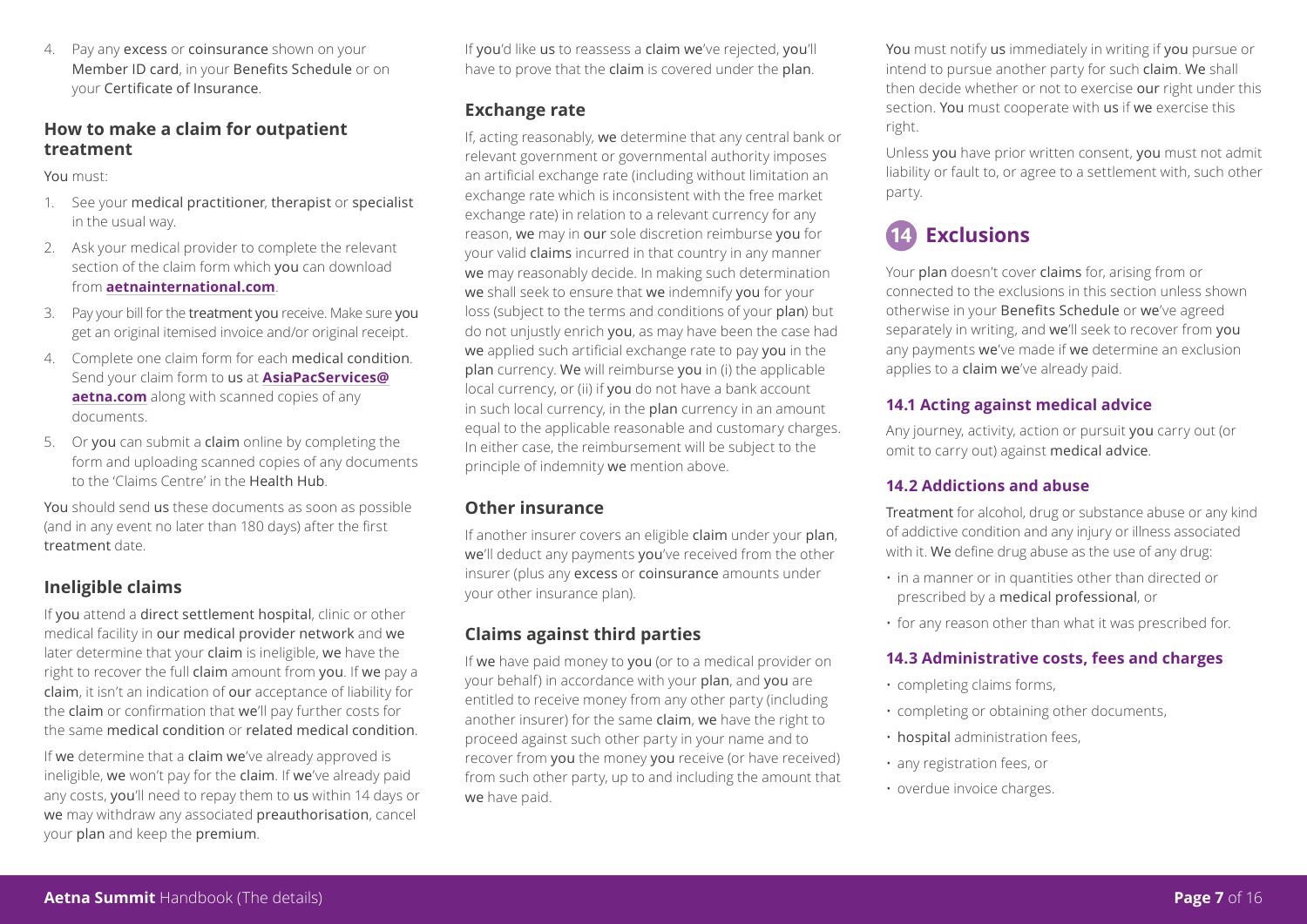4. Pay any excess or coinsurance shown on your Member ID card, in your Benefits Schedule or on your Certificate of Insurance.

### How to make a claim for outpatient treatment

You must:

1. See your medical practitioner, therapist or specialist in the usual way.
2. Ask your medical provider to complete the relevant section of the claim form which you can download from **aetnainternational.com**.
3. Pay your bill for the treatment you receive. Make sure you get an original itemised invoice and/or original receipt.
4. Complete one claim form for each medical condition. Send your claim form to us at **AsiaPacServices@aetna.com** along with scanned copies of any documents.
5. Or you can submit a claim online by completing the form and uploading scanned copies of any documents to the 'Claims Centre' in the Health Hub.

You should send us these documents as soon as possible (and in any event no later than 180 days) after the first treatment date.

## Ineligible claims

If you attend a direct settlement hospital, clinic or other medical facility in our medical provider network and we later determine that your claim is ineligible, we have the right to recover the full claim amount from you. If we pay a claim, it isn't an indication of our acceptance of liability for the claim or confirmation that we'll pay further costs for the same medical condition or related medical condition.

If we determine that a claim we've already approved is ineligible, we won't pay for the claim. If we've already paid any costs, you'll need to repay them to us within 14 days or we may withdraw any associated preauthorisation, cancel your plan and keep the premium.

If you'd like us to reassess a claim we've rejected, you'll have to prove that the claim is covered under the plan.

## Exchange rate

If, acting reasonably, we determine that any central bank or relevant government or governmental authority imposes an artificial exchange rate (including without limitation an exchange rate which is inconsistent with the free market exchange rate) in relation to a relevant currency for any reason, we may in our sole discretion reimburse you for your valid claims incurred in that country in any manner we may reasonably decide. In making such determination we shall seek to ensure that we indemnify you for your loss (subject to the terms and conditions of your plan) but do not unjustly enrich you, as may have been the case had we applied such artificial exchange rate to pay you in the plan currency. We will reimburse you in (i) the applicable local currency, or (ii) if you do not have a bank account in such local currency, in the plan currency in an amount equal to the applicable reasonable and customary charges. In either case, the reimbursement will be subject to the principle of indemnity we mention above.

## Other insurance

If another insurer covers an eligible claim under your plan, we'll deduct any payments you've received from the other insurer (plus any excess or coinsurance amounts under your other insurance plan).

## Claims against third parties

If we have paid money to you (or to a medical provider on your behalf) in accordance with your plan, and you are entitled to receive money from any other party (including another insurer) for the same claim, we have the right to proceed against such other party in your name and to recover from you the money you receive (or have received) from such other party, up to and including the amount that we have paid.

You must notify us immediately in writing if you pursue or intend to pursue another party for such claim. We shall then decide whether or not to exercise our right under this section. You must cooperate with us if we exercise this right.

Unless you have prior written consent, you must not admit liability or fault to, or agree to a settlement with, such other party.

# 14 Exclusions

Your plan doesn't cover claims for, arising from or connected to the exclusions in this section unless shown otherwise in your Benefits Schedule or we've agreed separately in writing, and we'll seek to recover from you any payments we've made if we determine an exclusion applies to a claim we've already paid.

### 14.1 Acting against medical advice

Any journey, activity, action or pursuit you carry out (or omit to carry out) against medical advice.

### 14.2 Addictions and abuse

Treatment for alcohol, drug or substance abuse or any kind of addictive condition and any injury or illness associated with it. We define drug abuse as the use of any drug:

- in a manner or in quantities other than directed or prescribed by a medical professional, or
- for any reason other than what it was prescribed for.

### 14.3 Administrative costs, fees and charges

- completing claims forms,
- completing or obtaining other documents,
- hospital administration fees,
- any registration fees, or
- overdue invoice charges.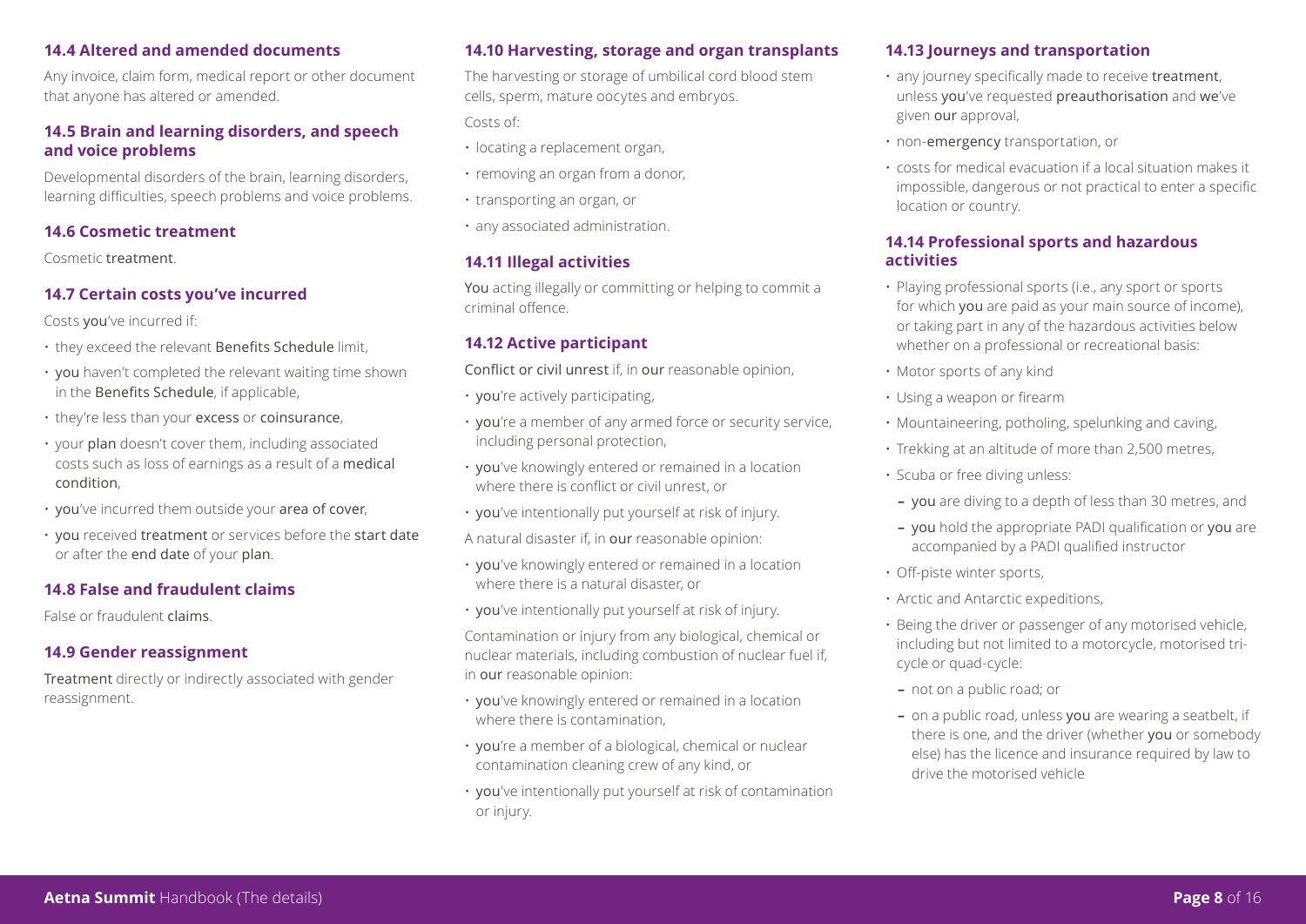### 14.4 Altered and amended documents

Any invoice, claim form, medical report or other document that anyone has altered or amended.

### 14.5 Brain and learning disorders, and speech and voice problems

Developmental disorders of the brain, learning disorders, learning difficulties, speech problems and voice problems.

### 14.6 Cosmetic treatment

Cosmetic treatment.

### 14.7 Certain costs you've incurred

Costs you've incurred if:

- they exceed the relevant Benefits Schedule limit,
- you haven't completed the relevant waiting time shown in the Benefits Schedule, if applicable,
- they're less than your excess or coinsurance,
- your plan doesn't cover them, including associated costs such as loss of earnings as a result of a medical condition,
- you've incurred them outside your area of cover,
- you received treatment or services before the start date or after the end date of your plan.

### 14.8 False and fraudulent claims

False or fraudulent claims.

### 14.9 Gender reassignment

Treatment directly or indirectly associated with gender reassignment.

### 14.10 Harvesting, storage and organ transplants

The harvesting or storage of umbilical cord blood stem cells, sperm, mature oocytes and embryos.

Costs of:

- locating a replacement organ,
- removing an organ from a donor,
- transporting an organ, or
- any associated administration.

### 14.11 Illegal activities

You acting illegally or committing or helping to commit a criminal offence.

### 14.12 Active participant

Conflict or civil unrest if, in our reasonable opinion,

- you're actively participating,
- you're a member of any armed force or security service, including personal protection,
- you've knowingly entered or remained in a location where there is conflict or civil unrest, or
- you've intentionally put yourself at risk of injury.

A natural disaster if, in our reasonable opinion:

- you've knowingly entered or remained in a location where there is a natural disaster, or
- you've intentionally put yourself at risk of injury.

Contamination or injury from any biological, chemical or nuclear materials, including combustion of nuclear fuel if, in our reasonable opinion:

- you've knowingly entered or remained in a location where there is contamination,
- you're a member of a biological, chemical or nuclear contamination cleaning crew of any kind, or
- you've intentionally put yourself at risk of contamination or injury.

### 14.13 Journeys and transportation

- any journey specifically made to receive treatment, unless you've requested preauthorisation and we've given our approval,
- non-emergency transportation, or
- costs for medical evacuation if a local situation makes it impossible, dangerous or not practical to enter a specific location or country.

### 14.14 Professional sports and hazardous activities

- Playing professional sports (i.e., any sport or sports for which you are paid as your main source of income), or taking part in any of the hazardous activities below whether on a professional or recreational basis:
- Motor sports of any kind
- Using a weapon or firearm
- Mountaineering, potholing, spelunking and caving,
- Trekking at an altitude of more than 2,500 metres,
- Scuba or free diving unless:
  - you are diving to a depth of less than 30 metres, and
  - you hold the appropriate PADI qualification or you are accompanied by a PADI qualified instructor
- Off-piste winter sports,
- Arctic and Antarctic expeditions,
- Being the driver or passenger of any motorised vehicle, including but not limited to a motorcycle, motorised tri-cycle or quad-cycle:
  - not on a public road; or
  - on a public road, unless you are wearing a seatbelt, if there is one, and the driver (whether you or somebody else) has the licence and insurance required by law to drive the motorised vehicle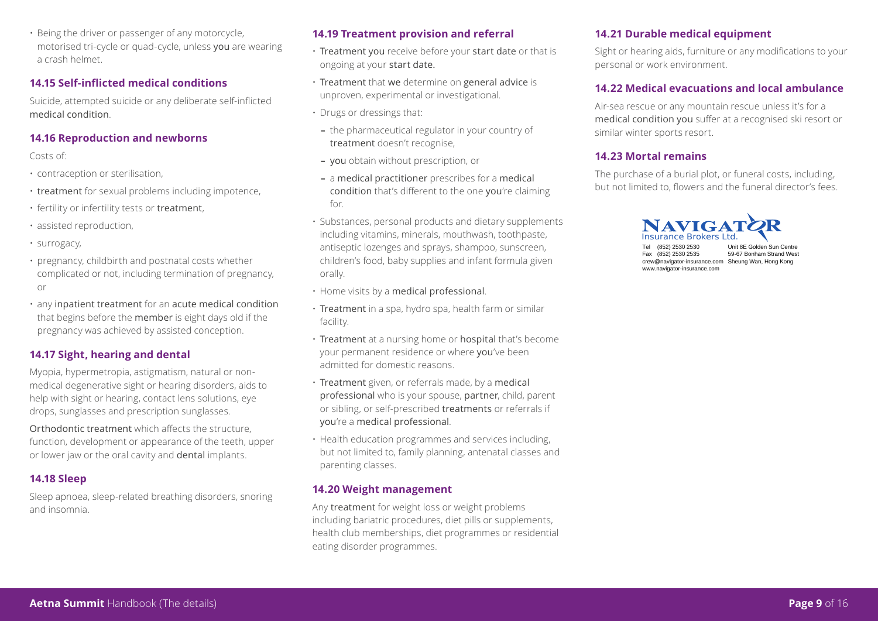- Being the driver or passenger of any motorcycle, motorised tri-cycle or quad-cycle, unless you are wearing a crash helmet.

### 14.15 Self-inflicted medical conditions

Suicide, attempted suicide or any deliberate self-inflicted medical condition.

### 14.16 Reproduction and newborns

Costs of:

- contraception or sterilisation,
- treatment for sexual problems including impotence,
- fertility or infertility tests or treatment,
- assisted reproduction,
- surrogacy,
- pregnancy, childbirth and postnatal costs whether complicated or not, including termination of pregnancy, or
- any inpatient treatment for an acute medical condition that begins before the member is eight days old if the pregnancy was achieved by assisted conception.

### 14.17 Sight, hearing and dental

Myopia, hypermetropia, astigmatism, natural or non-medical degenerative sight or hearing disorders, aids to help with sight or hearing, contact lens solutions, eye drops, sunglasses and prescription sunglasses.

Orthodontic treatment which affects the structure, function, development or appearance of the teeth, upper or lower jaw or the oral cavity and dental implants.

### 14.18 Sleep

Sleep apnoea, sleep-related breathing disorders, snoring and insomnia.

### 14.19 Treatment provision and referral

- Treatment you receive before your start date or that is ongoing at your start date.
- Treatment that we determine on general advice is unproven, experimental or investigational.
- Drugs or dressings that:
  - the pharmaceutical regulator in your country of treatment doesn't recognise,
  - you obtain without prescription, or
  - a medical practitioner prescribes for a medical condition that's different to the one you're claiming for.
- Substances, personal products and dietary supplements including vitamins, minerals, mouthwash, toothpaste, antiseptic lozenges and sprays, shampoo, sunscreen, children's food, baby supplies and infant formula given orally.
- Home visits by a medical professional.
- Treatment in a spa, hydro spa, health farm or similar facility.
- Treatment at a nursing home or hospital that's become your permanent residence or where you've been admitted for domestic reasons.
- Treatment given, or referrals made, by a medical professional who is your spouse, partner, child, parent or sibling, or self-prescribed treatments or referrals if you're a medical professional.
- Health education programmes and services including, but not limited to, family planning, antenatal classes and parenting classes.

### 14.20 Weight management

Any treatment for weight loss or weight problems including bariatric procedures, diet pills or supplements, health club memberships, diet programmes or residential eating disorder programmes.

### 14.21 Durable medical equipment

Sight or hearing aids, furniture or any modifications to your personal or work environment.

### 14.22 Medical evacuations and local ambulance

Air-sea rescue or any mountain rescue unless it's for a medical condition you suffer at a recognised ski resort or similar winter sports resort.

### 14.23 Mortal remains

The purchase of a burial plot, or funeral costs, including, but not limited to, flowers and the funeral director's fees.

NAVIGATOR Insurance Brokers Ltd.
Tel (852) 2530 2530
Fax (852) 2530 2535
crew@navigator-insurance.com
www.navigator-insurance.com
Unit 8E Golden Sun Centre
59-67 Bonham Strand West
Sheung Wan, Hong Kong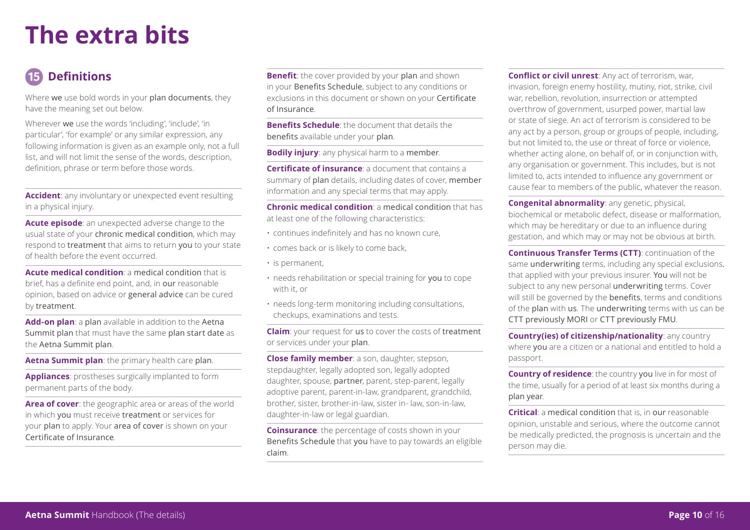# The extra bits

## 15 Definitions

Where we use bold words in your plan documents, they have the meaning set out below.

Wherever we use the words 'including', 'include', 'in particular', 'for example' or any similar expression, any following information is given as an example only, not a full list, and will not limit the sense of the words, description, definition, phrase or term before those words.

**Accident**: any involuntary or unexpected event resulting in a physical injury.

**Acute episode**: an unexpected adverse change to the usual state of your chronic medical condition, which may respond to treatment that aims to return you to your state of health before the event occurred.

**Acute medical condition**: a medical condition that is brief, has a definite end point, and, in our reasonable opinion, based on advice or general advice can be cured by treatment.

**Add-on plan**: a plan available in addition to the Aetna Summit plan that must have the same plan start date as the Aetna Summit plan.

**Aetna Summit plan**: the primary health care plan.

**Appliances**: prostheses surgically implanted to form permanent parts of the body.

**Area of cover**: the geographic area or areas of the world in which you must receive treatment or services for your plan to apply. Your area of cover is shown on your Certificate of Insurance.

**Benefit**: the cover provided by your plan and shown in your Benefits Schedule, subject to any conditions or exclusions in this document or shown on your Certificate of Insurance.

**Benefits Schedule**: the document that details the benefits available under your plan.

**Bodily injury**: any physical harm to a member.

**Certificate of insurance**: a document that contains a summary of plan details, including dates of cover, member information and any special terms that may apply.

**Chronic medical condition**: a medical condition that has at least one of the following characteristics:

- continues indefinitely and has no known cure,
- comes back or is likely to come back,
- is permanent,
- needs rehabilitation or special training for you to cope with it, or
- needs long-term monitoring including consultations, checkups, examinations and tests.

**Claim**: your request for us to cover the costs of treatment or services under your plan.

**Close family member**: a son, daughter, stepson, stepdaughter, legally adopted son, legally adopted daughter, spouse, partner, parent, step-parent, legally adoptive parent, parent-in-law, grandparent, grandchild, brother, sister, brother-in-law, sister in- law, son-in-law, daughter-in-law or legal guardian.

**Coinsurance**: the percentage of costs shown in your Benefits Schedule that you have to pay towards an eligible claim.

**Conflict or civil unrest**: Any act of terrorism, war, invasion, foreign enemy hostility, mutiny, riot, strike, civil war, rebellion, revolution, insurrection or attempted overthrow of government, usurped power, martial law or state of siege. An act of terrorism is considered to be any act by a person, group or groups of people, including, but not limited to, the use or threat of force or violence, whether acting alone, on behalf of, or in conjunction with, any organisation or government. This includes, but is not limited to, acts intended to influence any government or cause fear to members of the public, whatever the reason.

**Congenital abnormality**: any genetic, physical, biochemical or metabolic defect, disease or malformation, which may be hereditary or due to an influence during gestation, and which may or may not be obvious at birth.

**Continuous Transfer Terms (CTT)**: continuation of the same underwriting terms, including any special exclusions, that applied with your previous insurer. You will not be subject to any new personal underwriting terms. Cover will still be governed by the benefits, terms and conditions of the plan with us. The underwriting terms with us can be CTT previously MORI or CTT previously FMU.

**Country(ies) of citizenship/nationality**: any country where you are a citizen or a national and entitled to hold a passport.

**Country of residence**: the country you live in for most of the time, usually for a period of at least six months during a plan year.

**Critical**: a medical condition that is, in our reasonable opinion, unstable and serious, where the outcome cannot be medically predicted, the prognosis is uncertain and the person may die.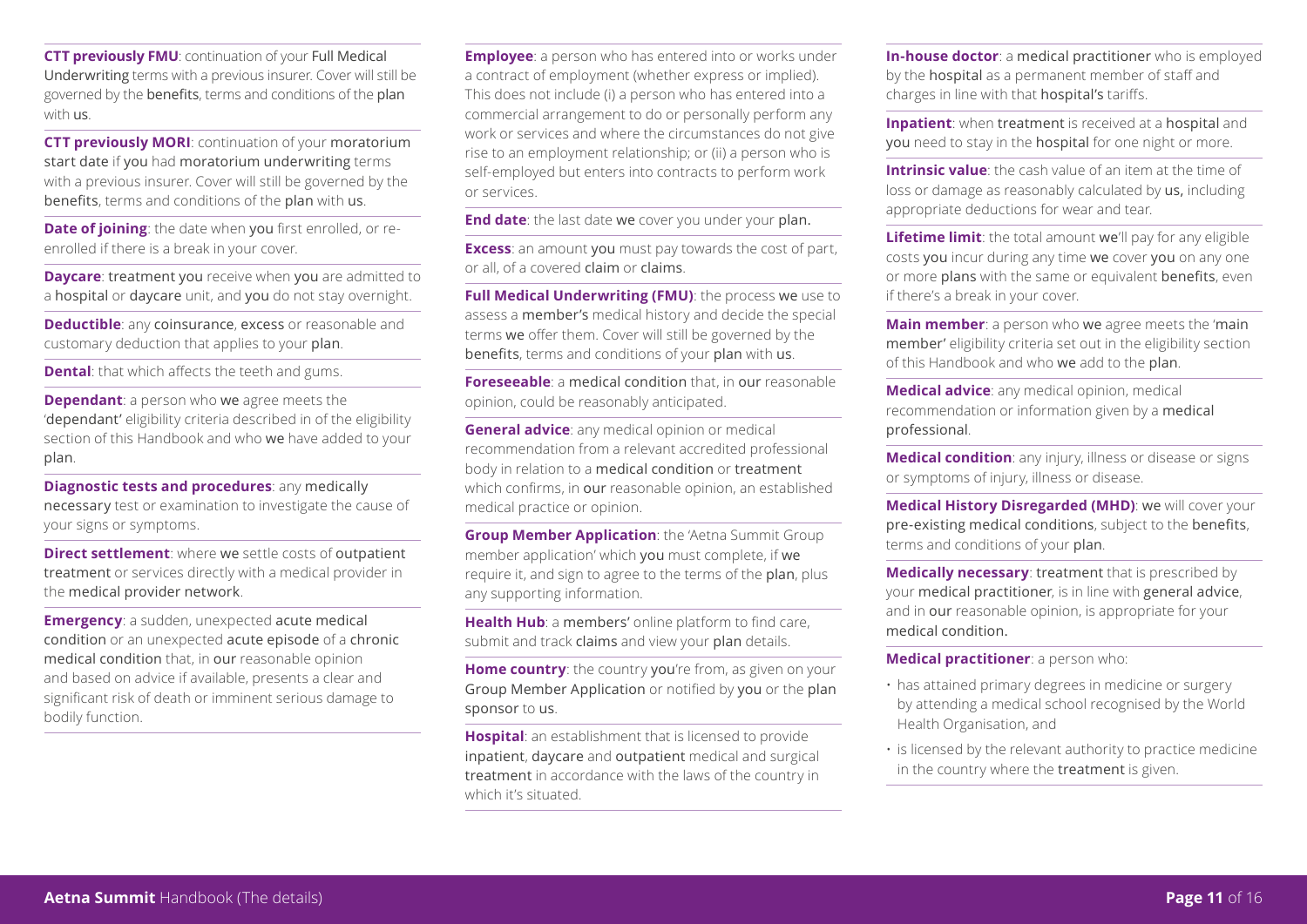**CTT previously FMU**: continuation of your Full Medical Underwriting terms with a previous insurer. Cover will still be governed by the benefits, terms and conditions of the plan with us.

**CTT previously MORI**: continuation of your moratorium start date if you had moratorium underwriting terms with a previous insurer. Cover will still be governed by the benefits, terms and conditions of the plan with us.

**Date of joining**: the date when you first enrolled, or re-enrolled if there is a break in your cover.

**Daycare**: treatment you receive when you are admitted to a hospital or daycare unit, and you do not stay overnight.

**Deductible**: any coinsurance, excess or reasonable and customary deduction that applies to your plan.

**Dental**: that which affects the teeth and gums.

**Dependant**: a person who we agree meets the 'dependant' eligibility criteria described in of the eligibility section of this Handbook and who we have added to your plan.

**Diagnostic tests and procedures**: any medically necessary test or examination to investigate the cause of your signs or symptoms.

**Direct settlement**: where we settle costs of outpatient treatment or services directly with a medical provider in the medical provider network.

**Emergency**: a sudden, unexpected acute medical condition or an unexpected acute episode of a chronic medical condition that, in our reasonable opinion and based on advice if available, presents a clear and significant risk of death or imminent serious damage to bodily function.

**Employee**: a person who has entered into or works under a contract of employment (whether express or implied). This does not include (i) a person who has entered into a commercial arrangement to do or personally perform any work or services and where the circumstances do not give rise to an employment relationship; or (ii) a person who is self-employed but enters into contracts to perform work or services.

**End date**: the last date we cover you under your plan.

**Excess**: an amount you must pay towards the cost of part, or all, of a covered claim or claims.

**Full Medical Underwriting (FMU)**: the process we use to assess a member's medical history and decide the special terms we offer them. Cover will still be governed by the benefits, terms and conditions of your plan with us.

**Foreseeable**: a medical condition that, in our reasonable opinion, could be reasonably anticipated.

**General advice**: any medical opinion or medical recommendation from a relevant accredited professional body in relation to a medical condition or treatment which confirms, in our reasonable opinion, an established medical practice or opinion.

**Group Member Application**: the 'Aetna Summit Group member application' which you must complete, if we require it, and sign to agree to the terms of the plan, plus any supporting information.

**Health Hub**: a members' online platform to find care, submit and track claims and view your plan details.

**Home country**: the country you're from, as given on your Group Member Application or notified by you or the plan sponsor to us.

**Hospital**: an establishment that is licensed to provide inpatient, daycare and outpatient medical and surgical treatment in accordance with the laws of the country in which it's situated.

**In-house doctor**: a medical practitioner who is employed by the hospital as a permanent member of staff and charges in line with that hospital's tariffs.

**Inpatient**: when treatment is received at a hospital and you need to stay in the hospital for one night or more.

**Intrinsic value**: the cash value of an item at the time of loss or damage as reasonably calculated by us, including appropriate deductions for wear and tear.

**Lifetime limit**: the total amount we'll pay for any eligible costs you incur during any time we cover you on any one or more plans with the same or equivalent benefits, even if there's a break in your cover.

**Main member**: a person who we agree meets the 'main member' eligibility criteria set out in the eligibility section of this Handbook and who we add to the plan.

**Medical advice**: any medical opinion, medical recommendation or information given by a medical professional.

**Medical condition**: any injury, illness or disease or signs or symptoms of injury, illness or disease.

**Medical History Disregarded (MHD)**: we will cover your pre-existing medical conditions, subject to the benefits, terms and conditions of your plan.

**Medically necessary**: treatment that is prescribed by your medical practitioner, is in line with general advice, and in our reasonable opinion, is appropriate for your medical condition.

**Medical practitioner**: a person who:

- has attained primary degrees in medicine or surgery by attending a medical school recognised by the World Health Organisation, and
- is licensed by the relevant authority to practice medicine in the country where the treatment is given.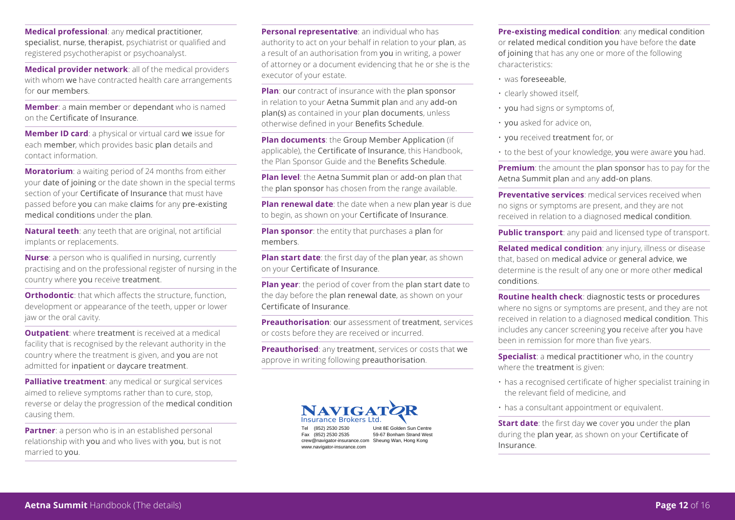**Medical professional**: any medical practitioner, specialist, nurse, therapist, psychiatrist or qualified and registered psychotherapist or psychoanalyst.

**Medical provider network**: all of the medical providers with whom we have contracted health care arrangements for our members.

**Member**: a main member or dependant who is named on the Certificate of Insurance.

**Member ID card**: a physical or virtual card we issue for each member, which provides basic plan details and contact information.

**Moratorium**: a waiting period of 24 months from either your date of joining or the date shown in the special terms section of your Certificate of Insurance that must have passed before you can make claims for any pre-existing medical conditions under the plan.

**Natural teeth**: any teeth that are original, not artificial implants or replacements.

**Nurse**: a person who is qualified in nursing, currently practising and on the professional register of nursing in the country where you receive treatment.

**Orthodontic**: that which affects the structure, function, development or appearance of the teeth, upper or lower jaw or the oral cavity.

**Outpatient**: where treatment is received at a medical facility that is recognised by the relevant authority in the country where the treatment is given, and you are not admitted for inpatient or daycare treatment.

**Palliative treatment**: any medical or surgical services aimed to relieve symptoms rather than to cure, stop, reverse or delay the progression of the medical condition causing them.

**Partner**: a person who is in an established personal relationship with you and who lives with you, but is not married to you.

**Personal representative**: an individual who has authority to act on your behalf in relation to your plan, as a result of an authorisation from you in writing, a power of attorney or a document evidencing that he or she is the executor of your estate.

**Plan**: our contract of insurance with the plan sponsor in relation to your Aetna Summit plan and any add-on plan(s) as contained in your plan documents, unless otherwise defined in your Benefits Schedule.

**Plan documents**: the Group Member Application (if applicable), the Certificate of Insurance, this Handbook, the Plan Sponsor Guide and the Benefits Schedule.

**Plan level**: the Aetna Summit plan or add-on plan that the plan sponsor has chosen from the range available.

**Plan renewal date**: the date when a new plan year is due to begin, as shown on your Certificate of Insurance.

**Plan sponsor**: the entity that purchases a plan for members.

**Plan start date**: the first day of the plan year, as shown on your Certificate of Insurance.

**Plan year**: the period of cover from the plan start date to the day before the plan renewal date, as shown on your Certificate of Insurance.

**Preauthorisation**: our assessment of treatment, services or costs before they are received or incurred.

**Preauthorised**: any treatment, services or costs that we approve in writing following preauthorisation.

NAVIGATOR Insurance Brokers Ltd.
Tel (852) 2530 2530
Fax (852) 2530 2535
crew@navigator-insurance.com
www.navigator-insurance.com
Unit 8E Golden Sun Centre
59-67 Bonham Strand West
Sheung Wan, Hong Kong

**Pre-existing medical condition**: any medical condition or related medical condition you have before the date of joining that has any one or more of the following characteristics:

- was foreseeable,
- clearly showed itself,
- you had signs or symptoms of,
- you asked for advice on,
- you received treatment for, or
- to the best of your knowledge, you were aware you had.

**Premium**: the amount the plan sponsor has to pay for the Aetna Summit plan and any add-on plans.

**Preventative services**: medical services received when no signs or symptoms are present, and they are not received in relation to a diagnosed medical condition.

**Public transport**: any paid and licensed type of transport.

**Related medical condition**: any injury, illness or disease that, based on medical advice or general advice, we determine is the result of any one or more other medical conditions.

**Routine health check**: diagnostic tests or procedures where no signs or symptoms are present, and they are not received in relation to a diagnosed medical condition. This includes any cancer screening you receive after you have been in remission for more than five years.

**Specialist**: a medical practitioner who, in the country where the treatment is given:

- has a recognised certificate of higher specialist training in the relevant field of medicine, and
- has a consultant appointment or equivalent.

**Start date**: the first day we cover you under the plan during the plan year, as shown on your Certificate of Insurance.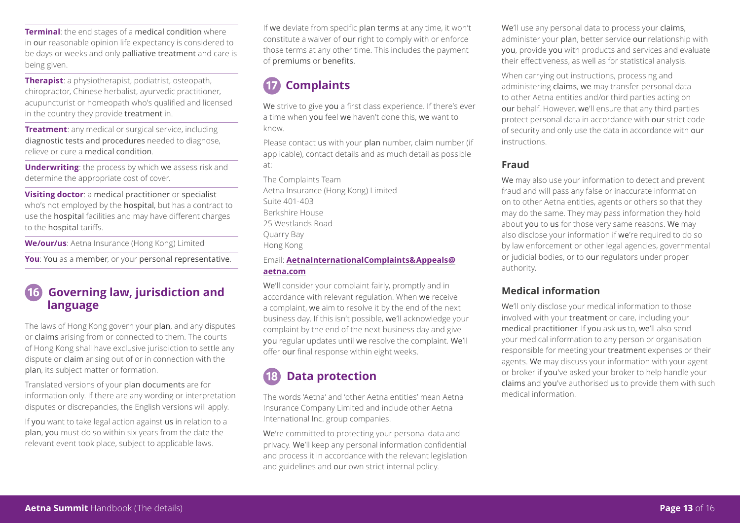**Terminal**: the end stages of a medical condition where in our reasonable opinion life expectancy is considered to be days or weeks and only palliative treatment and care is being given.

**Therapist**: a physiotherapist, podiatrist, osteopath, chiropractor, Chinese herbalist, ayurvedic practitioner, acupuncturist or homeopath who's qualified and licensed in the country they provide treatment in.

**Treatment**: any medical or surgical service, including diagnostic tests and procedures needed to diagnose, relieve or cure a medical condition.

**Underwriting**: the process by which we assess risk and determine the appropriate cost of cover.

**Visiting doctor**: a medical practitioner or specialist who's not employed by the hospital, but has a contract to use the hospital facilities and may have different charges to the hospital tariffs.

**We/our/us**: Aetna Insurance (Hong Kong) Limited

**You**: You as a member, or your personal representative.

## 16 Governing law, jurisdiction and language

The laws of Hong Kong govern your plan, and any disputes or claims arising from or connected to them. The courts of Hong Kong shall have exclusive jurisdiction to settle any dispute or claim arising out of or in connection with the plan, its subject matter or formation.

Translated versions of your plan documents are for information only. If there are any wording or interpretation disputes or discrepancies, the English versions will apply.

If you want to take legal action against us in relation to a plan, you must do so within six years from the date the relevant event took place, subject to applicable laws.

If we deviate from specific plan terms at any time, it won't constitute a waiver of our right to comply with or enforce those terms at any other time. This includes the payment of premiums or benefits.

## 17 Complaints

We strive to give you a first class experience. If there's ever a time when you feel we haven't done this, we want to know.

Please contact us with your plan number, claim number (if applicable), contact details and as much detail as possible at:

The Complaints Team
Aetna Insurance (Hong Kong) Limited
Suite 401-403
Berkshire House
25 Westlands Road
Quarry Bay
Hong Kong

Email: **AetnaInternationalComplaints&Appeals@aetna.com**

We'll consider your complaint fairly, promptly and in accordance with relevant regulation. When we receive a complaint, we aim to resolve it by the end of the next business day. If this isn't possible, we'll acknowledge your complaint by the end of the next business day and give you regular updates until we resolve the complaint. We'll offer our final response within eight weeks.

## 18 Data protection

The words 'Aetna' and 'other Aetna entities' mean Aetna Insurance Company Limited and include other Aetna International Inc. group companies.

We're committed to protecting your personal data and privacy. We'll keep any personal information confidential and process it in accordance with the relevant legislation and guidelines and our own strict internal policy.

We'll use any personal data to process your claims, administer your plan, better service our relationship with you, provide you with products and services and evaluate their effectiveness, as well as for statistical analysis.

When carrying out instructions, processing and administering claims, we may transfer personal data to other Aetna entities and/or third parties acting on our behalf. However, we'll ensure that any third parties protect personal data in accordance with our strict code of security and only use the data in accordance with our instructions.

### Fraud

We may also use your information to detect and prevent fraud and will pass any false or inaccurate information on to other Aetna entities, agents or others so that they may do the same. They may pass information they hold about you to us for those very same reasons. We may also disclose your information if we're required to do so by law enforcement or other legal agencies, governmental or judicial bodies, or to our regulators under proper authority.

### Medical information

We'll only disclose your medical information to those involved with your treatment or care, including your medical practitioner. If you ask us to, we'll also send your medical information to any person or organisation responsible for meeting your treatment expenses or their agents. We may discuss your information with your agent or broker if you've asked your broker to help handle your claims and you've authorised us to provide them with such medical information.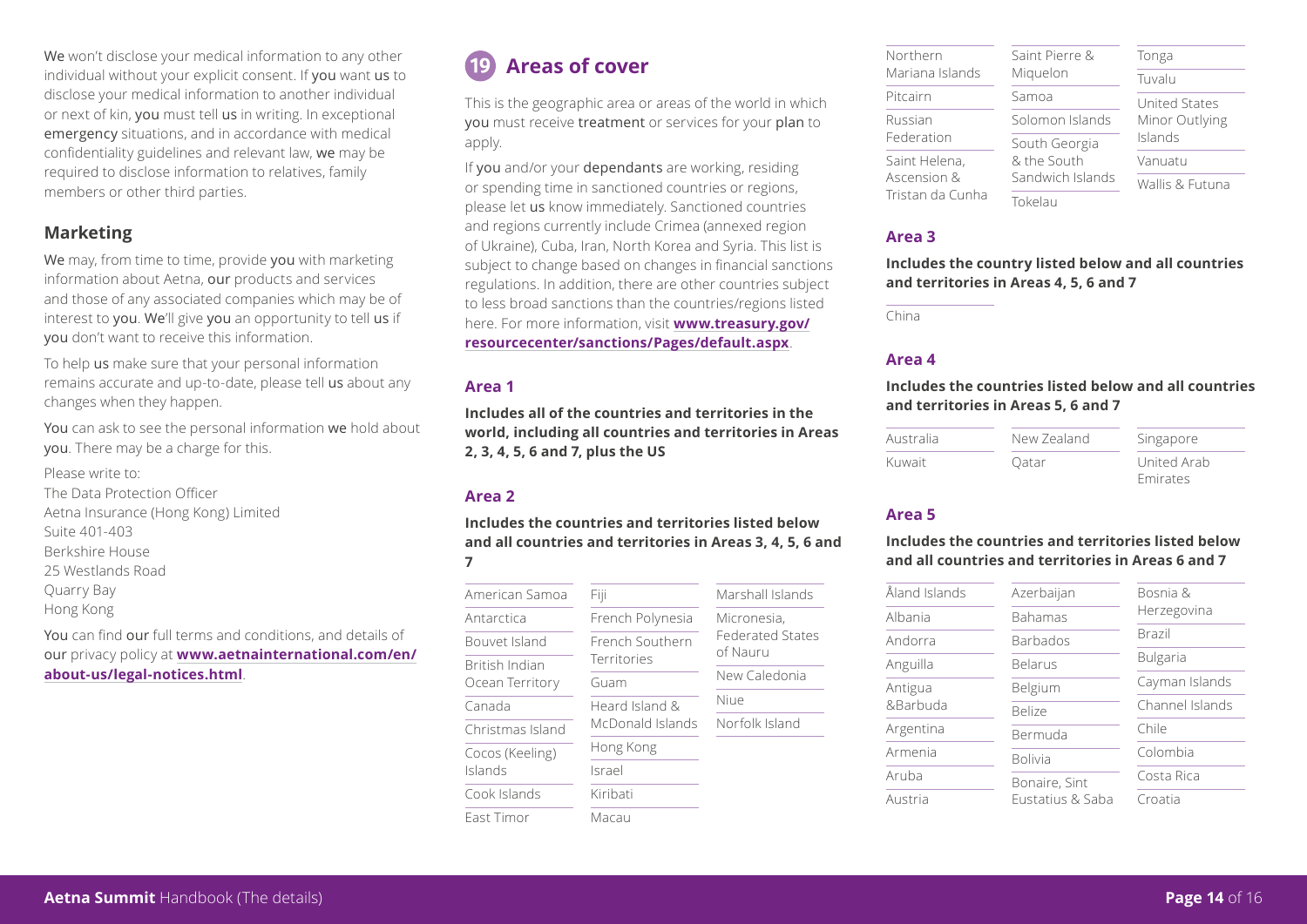We won't disclose your medical information to any other individual without your explicit consent. If you want us to disclose your medical information to another individual or next of kin, you must tell us in writing. In exceptional emergency situations, and in accordance with medical confidentiality guidelines and relevant law, we may be required to disclose information to relatives, family members or other third parties.

## Marketing

We may, from time to time, provide you with marketing information about Aetna, our products and services and those of any associated companies which may be of interest to you. We'll give you an opportunity to tell us if you don't want to receive this information.

To help us make sure that your personal information remains accurate and up-to-date, please tell us about any changes when they happen.

You can ask to see the personal information we hold about you. There may be a charge for this.

Please write to:
The Data Protection Officer
Aetna Insurance (Hong Kong) Limited
Suite 401-403
Berkshire House
25 Westlands Road
Quarry Bay
Hong Kong

You can find our full terms and conditions, and details of our privacy policy at **www.aetnainternational.com/en/about-us/legal-notices.html**.

# 19 Areas of cover

This is the geographic area or areas of the world in which you must receive treatment or services for your plan to apply.

If you and/or your dependants are working, residing or spending time in sanctioned countries or regions, please let us know immediately. Sanctioned countries and regions currently include Crimea (annexed region of Ukraine), Cuba, Iran, North Korea and Syria. This list is subject to change based on changes in financial sanctions regulations. In addition, there are other countries subject to less broad sanctions than the countries/regions listed here. For more information, visit **www.treasury.gov/resourcecenter/sanctions/Pages/default.aspx**.

### Area 1

**Includes all of the countries and territories in the world, including all countries and territories in Areas 2, 3, 4, 5, 6 and 7, plus the US**

### Area 2

**Includes the countries and territories listed below and all countries and territories in Areas 3, 4, 5, 6 and 7**

- American Samoa
- Antarctica
- Bouvet Island
- British Indian Ocean Territory
- Canada
- Christmas Island
- Cocos (Keeling) Islands
- Cook Islands
- East Timor
- Fiji
- French Polynesia
- French Southern Territories
- Guam
- Heard Island & McDonald Islands
- Hong Kong
- Israel
- Kiribati
- Macau
- Marshall Islands
- Micronesia, Federated States of Nauru
- New Caledonia
- Niue
- Norfolk Island
- Northern Mariana Islands
- Pitcairn
- Russian Federation
- Saint Helena, Ascension & Tristan da Cunha
- Saint Pierre & Miquelon
- Samoa
- Solomon Islands
- South Georgia & the South Sandwich Islands
- Tokelau
- Tonga
- Tuvalu
- United States Minor Outlying Islands
- Vanuatu
- Wallis & Futuna

### Area 3

**Includes the country listed below and all countries and territories in Areas 4, 5, 6 and 7**

- China

### Area 4

**Includes the countries listed below and all countries and territories in Areas 5, 6 and 7**

- Australia
- Kuwait
- New Zealand
- Qatar
- Singapore
- United Arab Emirates

### Area 5

**Includes the countries and territories listed below and all countries and territories in Areas 6 and 7**

- Åland Islands
- Albania
- Andorra
- Anguilla
- Antigua &Barbuda
- Argentina
- Armenia
- Aruba
- Austria
- Azerbaijan
- Bahamas
- Barbados
- Belarus
- Belgium
- Belize
- Bermuda
- Bolivia
- Bonaire, Sint Eustatius & Saba
- Bosnia & Herzegovina
- Brazil
- Bulgaria
- Cayman Islands
- Channel Islands
- Chile
- Colombia
- Costa Rica
- Croatia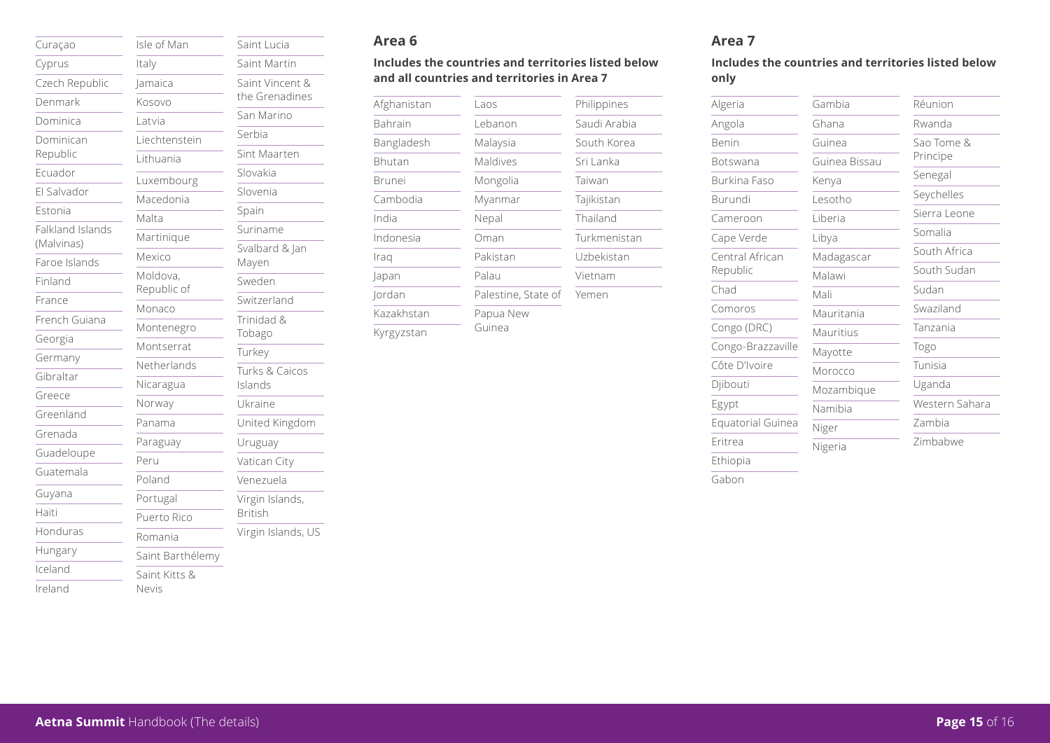Curaçao
Cyprus
Czech Republic
Denmark
Dominica
Dominican Republic
Ecuador
El Salvador
Estonia
Falkland Islands (Malvinas)
Faroe Islands
Finland
France
French Guiana
Georgia
Germany
Gibraltar
Greece
Greenland
Grenada
Guadeloupe
Guatemala
Guyana
Haiti
Honduras
Hungary
Iceland
Ireland
Isle of Man
Italy
Jamaica
Kosovo
Latvia
Liechtenstein
Lithuania
Luxembourg
Macedonia
Malta
Martinique
Mexico
Moldova, Republic of
Monaco
Montenegro
Montserrat
Netherlands
Nicaragua
Norway
Panama
Paraguay
Peru
Poland
Portugal
Puerto Rico
Romania
Saint Barthélemy
Saint Kitts & Nevis
Saint Lucia
Saint Martin
Saint Vincent & the Grenadines
San Marino
Serbia
Sint Maarten
Slovakia
Slovenia
Spain
Suriname
Svalbard & Jan Mayen
Sweden
Switzerland
Trinidad & Tobago
Turkey
Turks & Caicos Islands
Ukraine
United Kingdom
Uruguay
Vatican City
Venezuela
Virgin Islands, British
Virgin Islands, US

## Area 6

**Includes the countries and territories listed below and all countries and territories in Area 7**

Afghanistan
Bahrain
Bangladesh
Bhutan
Brunei
Cambodia
India
Indonesia
Iraq
Japan
Jordan
Kazakhstan
Kyrgyzstan
Laos
Lebanon
Malaysia
Maldives
Mongolia
Myanmar
Nepal
Oman
Pakistan
Palau
Palestine, State of
Papua New Guinea
Philippines
Saudi Arabia
South Korea
Sri Lanka
Taiwan
Tajikistan
Thailand
Turkmenistan
Uzbekistan
Vietnam
Yemen

## Area 7

**Includes the countries and territories listed below only**

Algeria
Angola
Benin
Botswana
Burkina Faso
Burundi
Cameroon
Cape Verde
Central African Republic
Chad
Comoros
Congo (DRC)
Congo-Brazzaville
Côte D'Ivoire
Djibouti
Egypt
Equatorial Guinea
Eritrea
Ethiopia
Gabon
Gambia
Ghana
Guinea
Guinea Bissau
Kenya
Lesotho
Liberia
Libya
Madagascar
Malawi
Mali
Mauritania
Mauritius
Mayotte
Morocco
Mozambique
Namibia
Niger
Nigeria
Réunion
Rwanda
Sao Tome & Principe
Senegal
Seychelles
Sierra Leone
Somalia
South Africa
South Sudan
Sudan
Swaziland
Tanzania
Togo
Tunisia
Uganda
Western Sahara
Zambia
Zimbabwe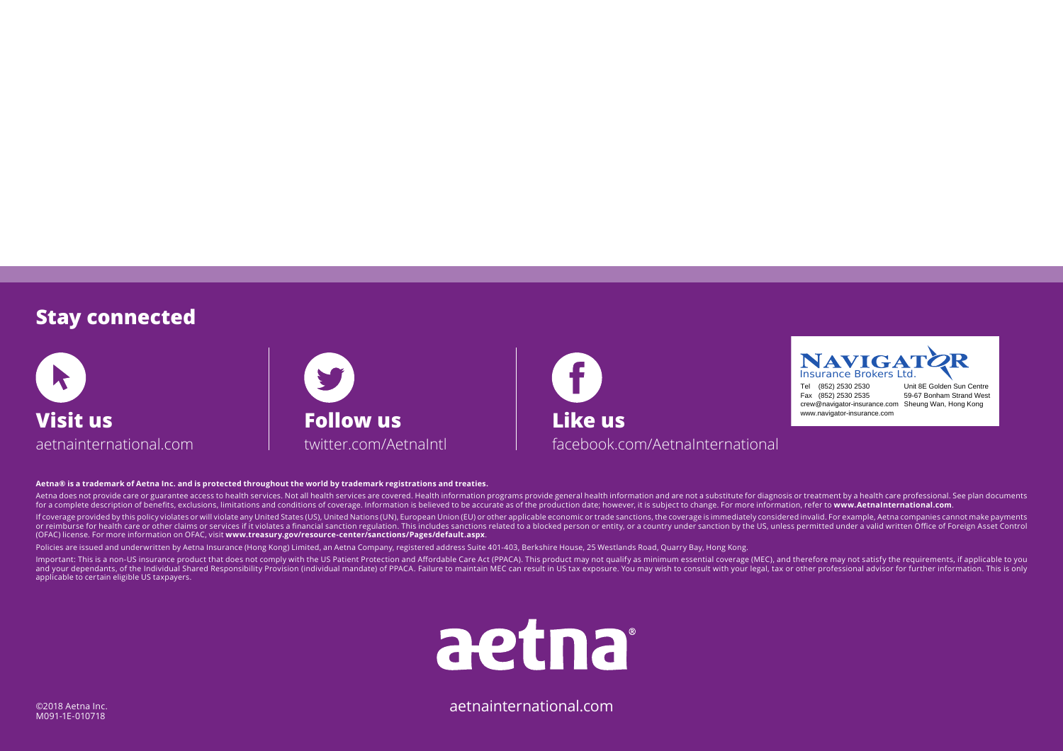## Stay connected

**Visit us**
aetnainternational.com

**Follow us**
twitter.com/AetnaIntl

**Like us**
facebook.com/AetnaInternational

NAVIGATOR
Insurance Brokers Ltd.
Tel (852) 2530 2530
Fax (852) 2530 2535
crew@navigator-insurance.com
www.navigator-insurance.com
Unit 8E Golden Sun Centre
59-67 Bonham Strand West
Sheung Wan, Hong Kong

**Aetna® is a trademark of Aetna Inc. and is protected throughout the world by trademark registrations and treaties.**

Aetna does not provide care or guarantee access to health services. Not all health services are covered. Health information programs provide general health information and are not a substitute for diagnosis or treatment by a health care professional. See plan documents for a complete description of benefits, exclusions, limitations and conditions of coverage. Information is believed to be accurate as of the production date; however, it is subject to change. For more information, refer to **www.AetnaInternational.com**.

If coverage provided by this policy violates or will violate any United States (US), United Nations (UN), European Union (EU) or other applicable economic or trade sanctions, the coverage is immediately considered invalid. For example, Aetna companies cannot make payments or reimburse for health care or other claims or services if it violates a financial sanction regulation. This includes sanctions related to a blocked person or entity, or a country under sanction by the US, unless permitted under a valid written Office of Foreign Asset Control (OFAC) license. For more information on OFAC, visit **www.treasury.gov/resource-center/sanctions/Pages/default.aspx**.

Policies are issued and underwritten by Aetna Insurance (Hong Kong) Limited, an Aetna Company, registered address Suite 401-403, Berkshire House, 25 Westlands Road, Quarry Bay, Hong Kong.

Important: This is a non-US insurance product that does not comply with the US Patient Protection and Affordable Care Act (PPACA). This product may not qualify as minimum essential coverage (MEC), and therefore may not satisfy the requirements, if applicable to you and your dependants, of the Individual Shared Responsibility Provision (individual mandate) of PPACA. Failure to maintain MEC can result in US tax exposure. You may wish to consult with your legal, tax or other professional advisor for further information. This is only applicable to certain eligible US taxpayers.

aetna®

aetnainternational.com

©2018 Aetna Inc.
M091-1E-010718